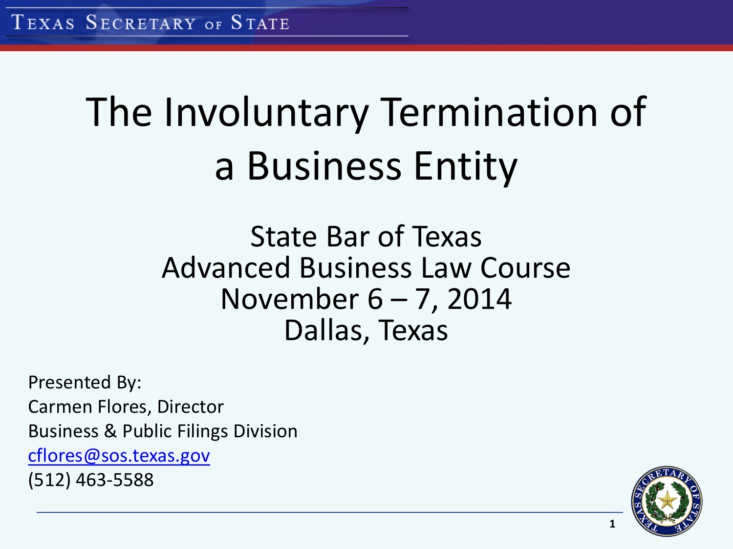# The Involuntary Termination of a Business Entity

State Bar of Texas
Advanced Business Law Course
November 6 – 7, 2014
Dallas, Texas

Presented By:
Carmen Flores, Director
Business & Public Filings Division
cflores@sos.texas.gov
(512) 463-5588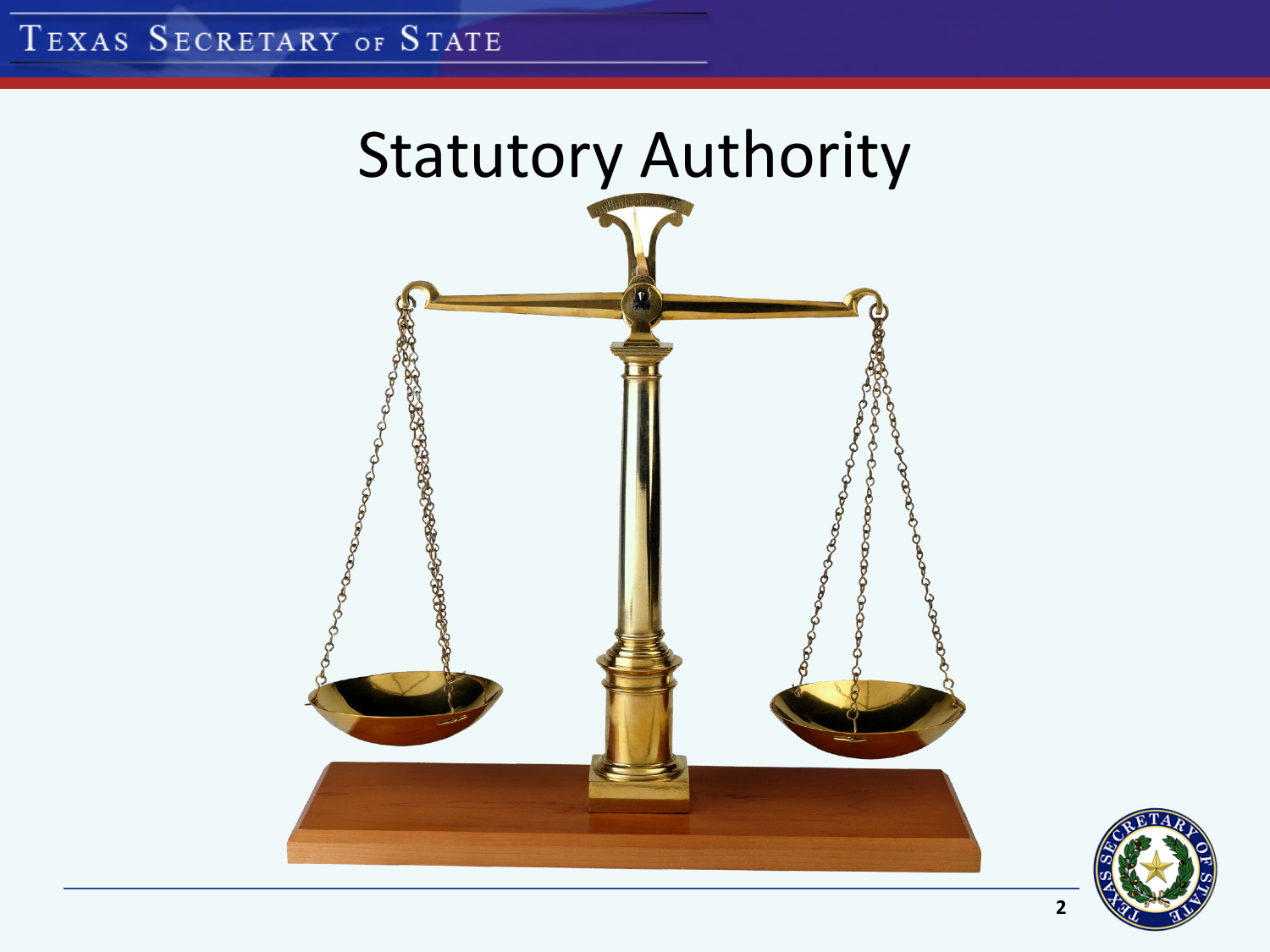# Statutory Authority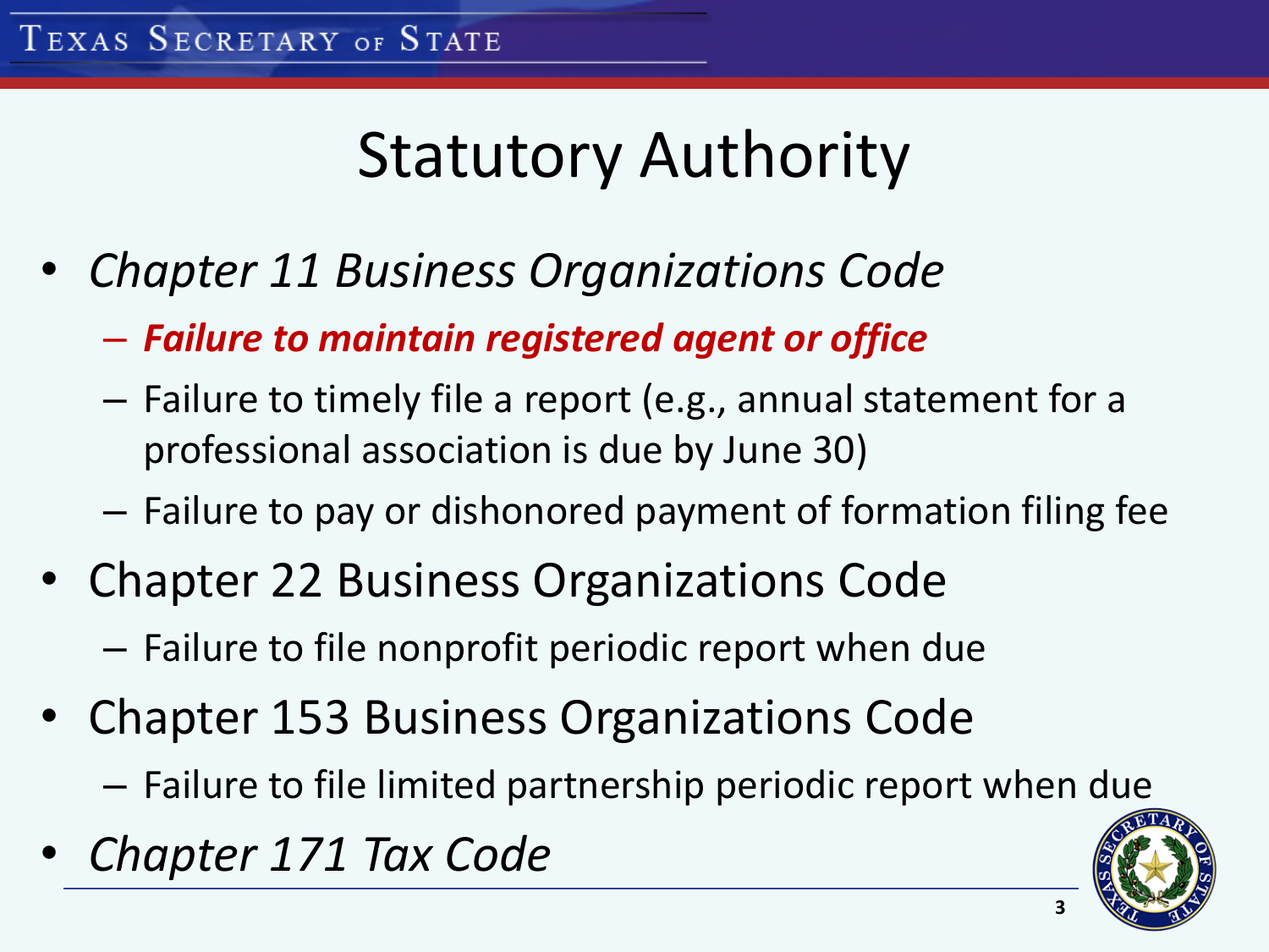# Statutory Authority

- *Chapter 11 Business Organizations Code*
  - ***Failure to maintain registered agent or office***
  - Failure to timely file a report (e.g., annual statement for a professional association is due by June 30)
  - Failure to pay or dishonored payment of formation filing fee
- Chapter 22 Business Organizations Code
  - Failure to file nonprofit periodic report when due
- Chapter 153 Business Organizations Code
  - Failure to file limited partnership periodic report when due
- *Chapter 171 Tax Code*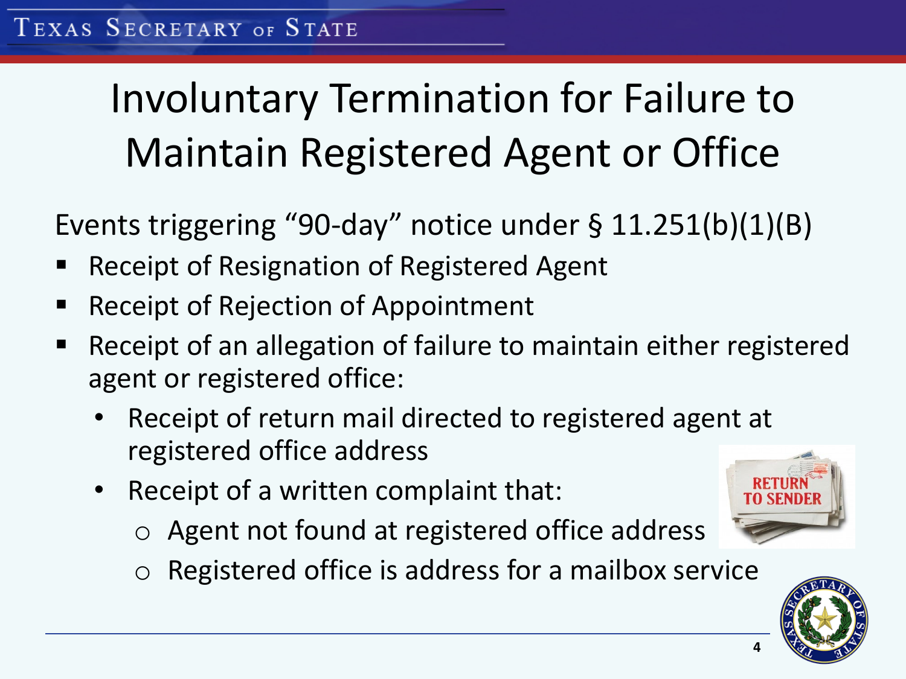# Involuntary Termination for Failure to Maintain Registered Agent or Office

Events triggering "90-day" notice under § 11.251(b)(1)(B)

- Receipt of Resignation of Registered Agent
- Receipt of Rejection of Appointment
- Receipt of an allegation of failure to maintain either registered agent or registered office:
  - Receipt of return mail directed to registered agent at registered office address
  - Receipt of a written complaint that:
    - Agent not found at registered office address
    - Registered office is address for a mailbox service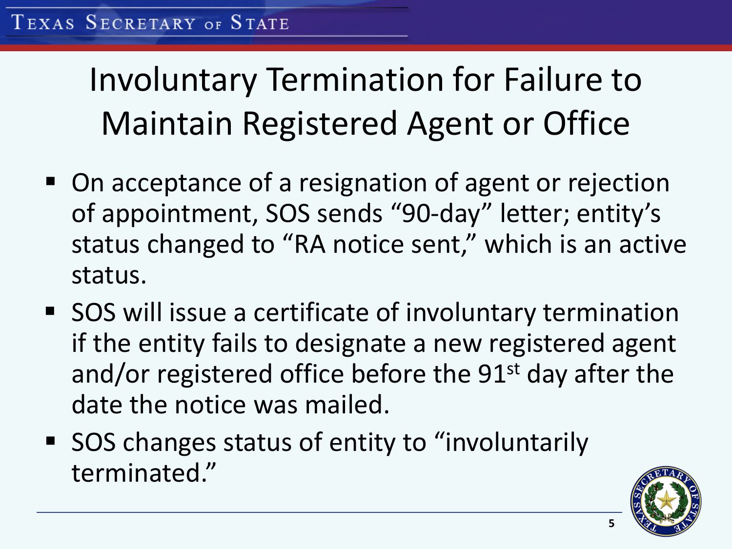# Involuntary Termination for Failure to Maintain Registered Agent or Office

- On acceptance of a resignation of agent or rejection of appointment, SOS sends "90-day" letter; entity's status changed to "RA notice sent," which is an active status.
- SOS will issue a certificate of involuntary termination if the entity fails to designate a new registered agent and/or registered office before the 91st day after the date the notice was mailed.
- SOS changes status of entity to "involuntarily terminated."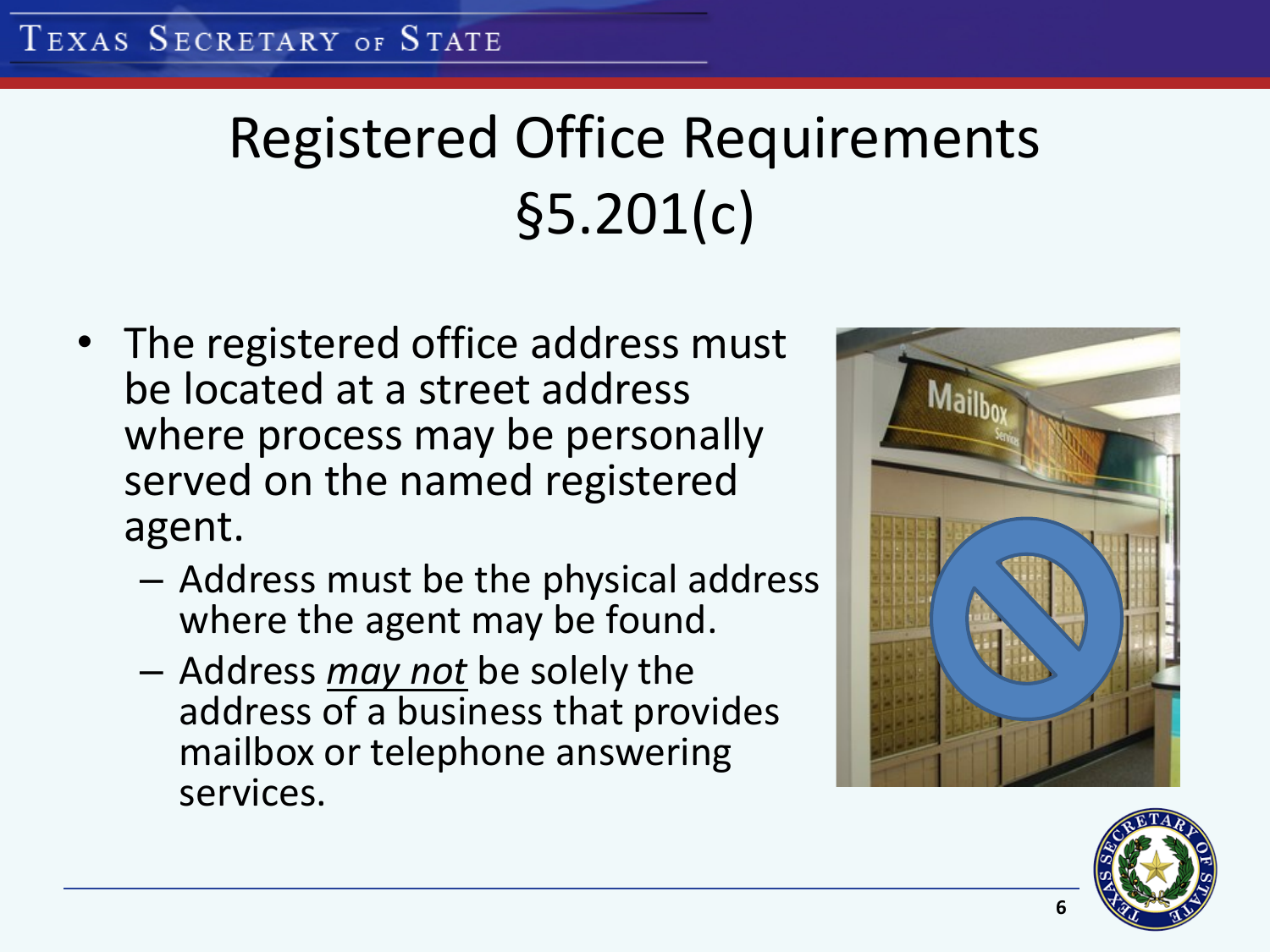# Registered Office Requirements §5.201(c)

- The registered office address must be located at a street address where process may be personally served on the named registered agent.
  - Address must be the physical address where the agent may be found.
  - Address *may not* be solely the address of a business that provides mailbox or telephone answering services.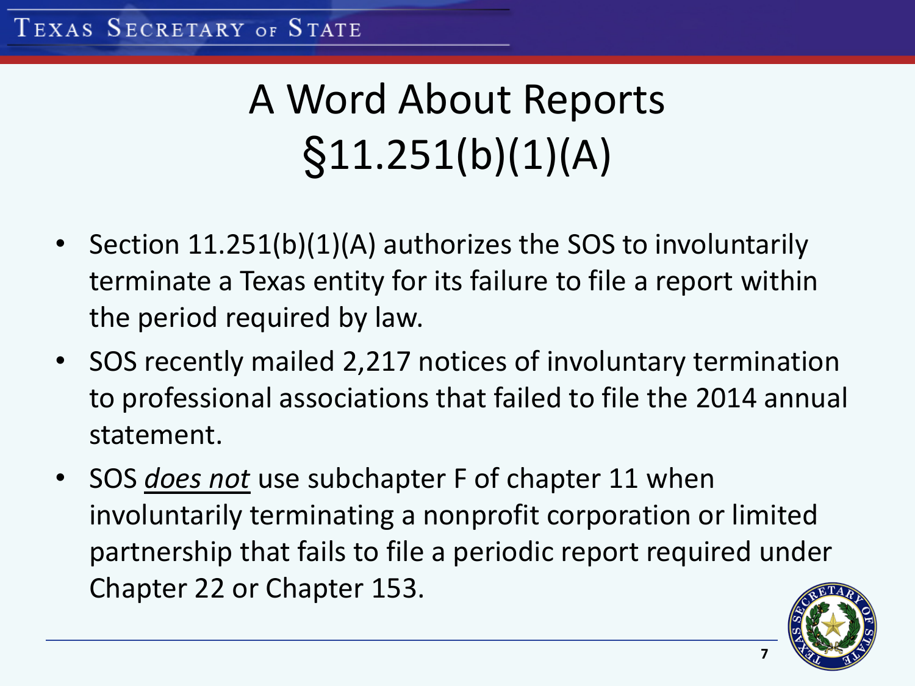# A Word About Reports §11.251(b)(1)(A)

- Section 11.251(b)(1)(A) authorizes the SOS to involuntarily terminate a Texas entity for its failure to file a report within the period required by law.
- SOS recently mailed 2,217 notices of involuntary termination to professional associations that failed to file the 2014 annual statement.
- SOS <u>*does not*</u> use subchapter F of chapter 11 when involuntarily terminating a nonprofit corporation or limited partnership that fails to file a periodic report required under Chapter 22 or Chapter 153.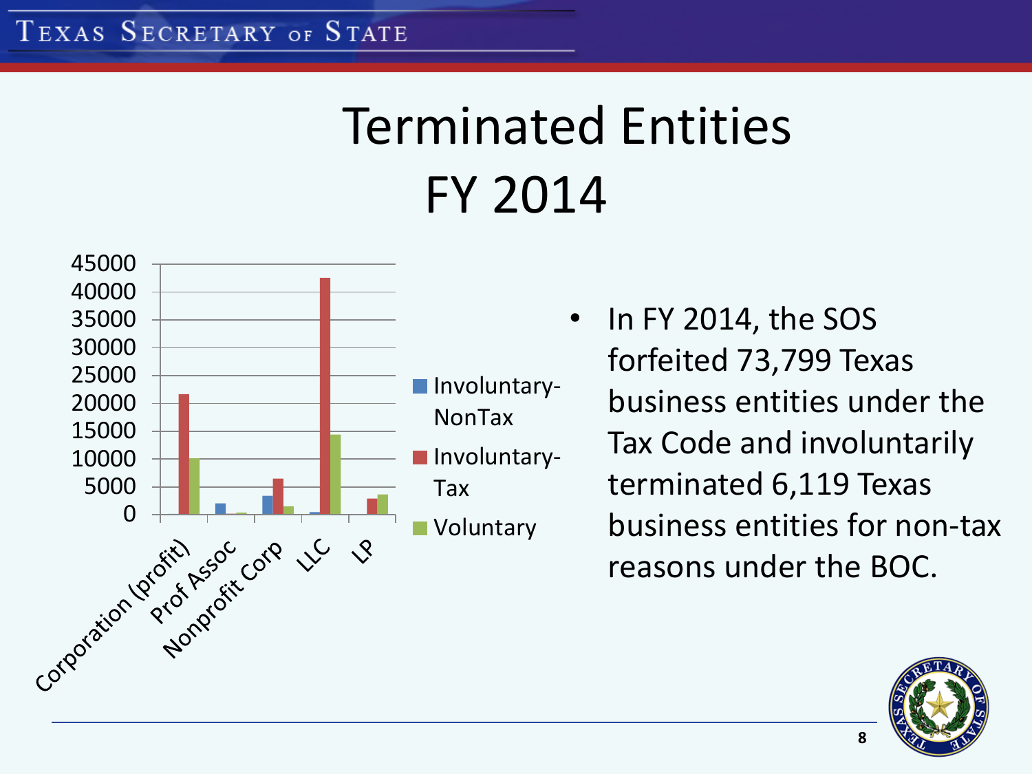# Terminated Entities FY 2014

- In FY 2014, the SOS forfeited 73,799 Texas business entities under the Tax Code and involuntarily terminated 6,119 Texas business entities for non-tax reasons under the BOC.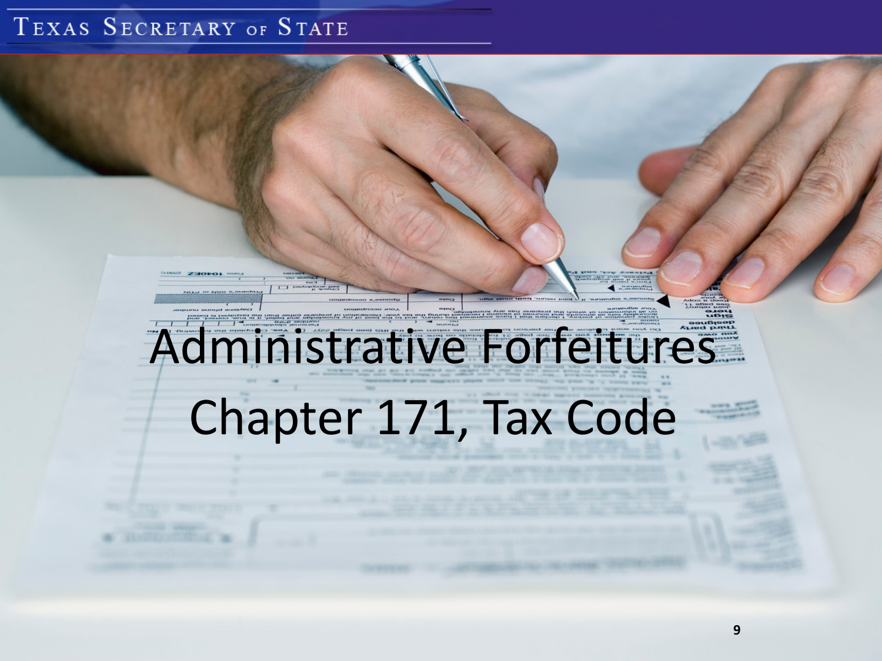# Administrative Forfeitures

## Chapter 171, Tax Code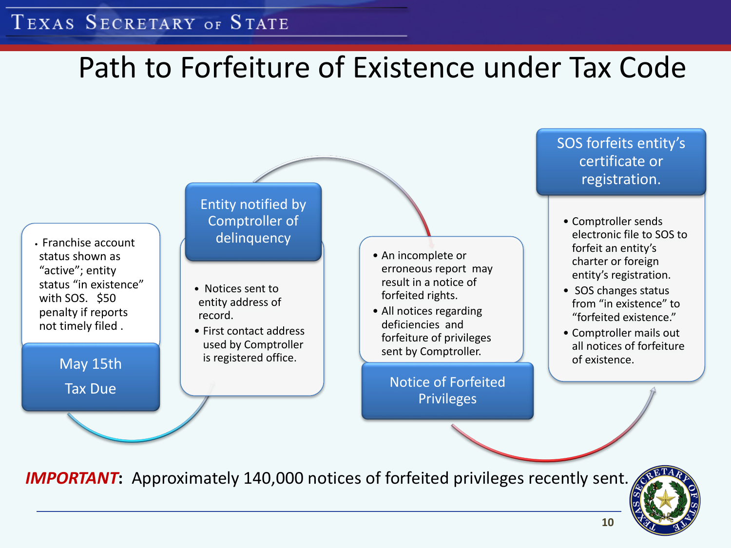# Path to Forfeiture of Existence under Tax Code

## May 15th Tax Due

- Franchise account status shown as "active"; entity status "in existence" with SOS. $50 penalty if reports not timely filed .

## Entity notified by Comptroller of delinquency

- Notices sent to entity address of record.
- First contact address used by Comptroller is registered office.

## Notice of Forfeited Privileges

- An incomplete or erroneous report may result in a notice of forfeited rights.
- All notices regarding deficiencies and forfeiture of privileges sent by Comptroller.

## SOS forfeits entity's certificate or registration.

- Comptroller sends electronic file to SOS to forfeit an entity's charter or foreign entity's registration.
- SOS changes status from "in existence" to "forfeited existence."
- Comptroller mails out all notices of forfeiture of existence.

***IMPORTANT*****:** Approximately 140,000 notices of forfeited privileges recently sent.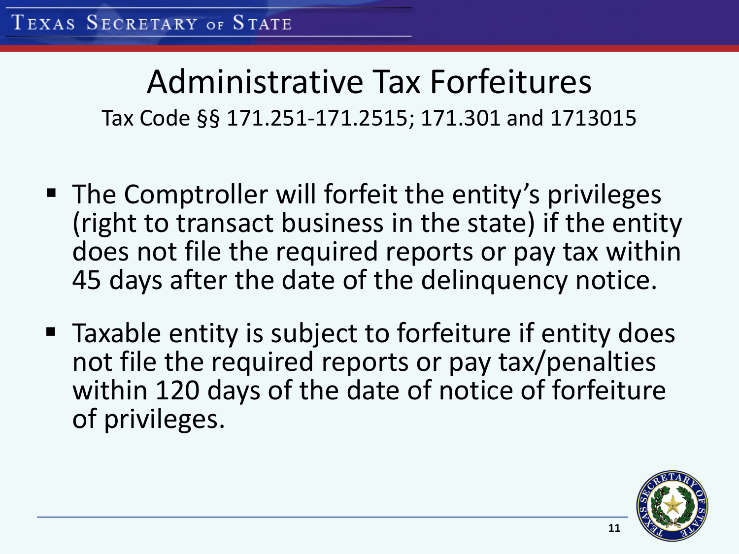# Administrative Tax Forfeitures

Tax Code §§ 171.251-171.2515; 171.301 and 1713015

- The Comptroller will forfeit the entity's privileges (right to transact business in the state) if the entity does not file the required reports or pay tax within 45 days after the date of the delinquency notice.
- Taxable entity is subject to forfeiture if entity does not file the required reports or pay tax/penalties within 120 days of the date of notice of forfeiture of privileges.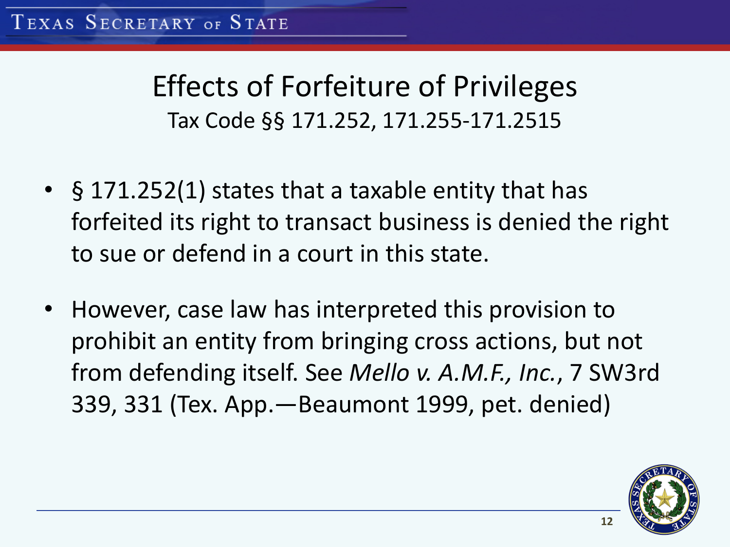# Effects of Forfeiture of Privileges

Tax Code §§ 171.252, 171.255-171.2515

- § 171.252(1) states that a taxable entity that has forfeited its right to transact business is denied the right to sue or defend in a court in this state.
- However, case law has interpreted this provision to prohibit an entity from bringing cross actions, but not from defending itself. See *Mello v. A.M.F., Inc.*, 7 SW3rd 339, 331 (Tex. App.—Beaumont 1999, pet. denied)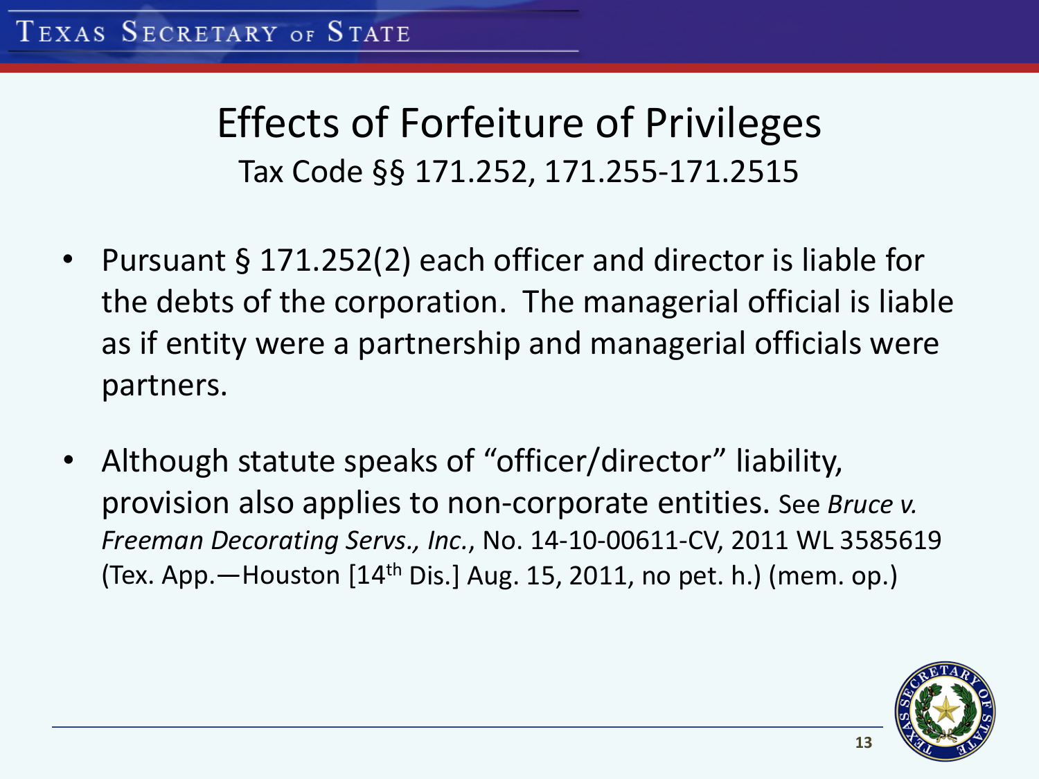# Effects of Forfeiture of Privileges

Tax Code §§ 171.252, 171.255-171.2515

- Pursuant § 171.252(2) each officer and director is liable for the debts of the corporation. The managerial official is liable as if entity were a partnership and managerial officials were partners.
- Although statute speaks of "officer/director" liability, provision also applies to non-corporate entities. See *Bruce v. Freeman Decorating Servs., Inc.*, No. 14-10-00611-CV, 2011 WL 3585619 (Tex. App.—Houston [14th Dis.] Aug. 15, 2011, no pet. h.) (mem. op.)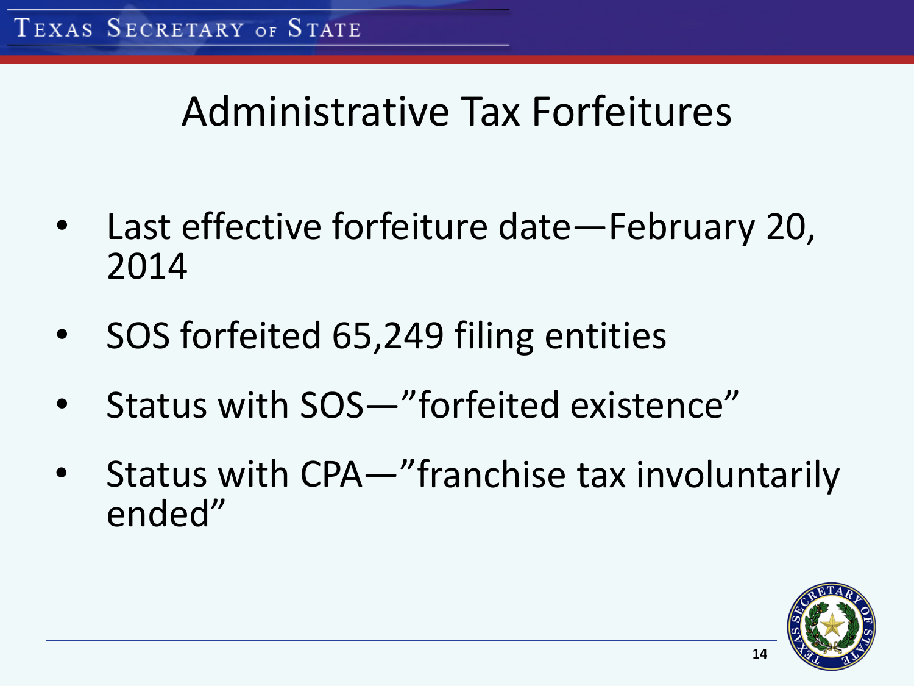# Administrative Tax Forfeitures

- Last effective forfeiture date—February 20, 2014
- SOS forfeited 65,249 filing entities
- Status with SOS—"forfeited existence"
- Status with CPA—"franchise tax involuntarily ended"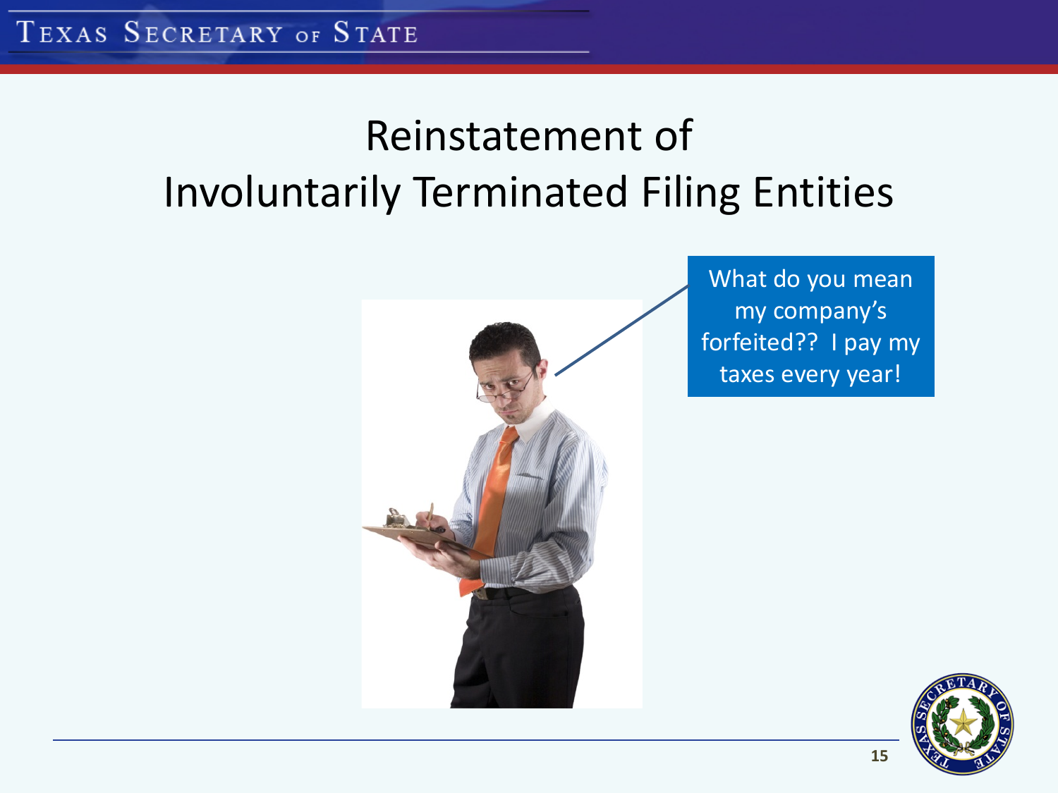# Reinstatement of Involuntarily Terminated Filing Entities

What do you mean my company's forfeited?? I pay my taxes every year!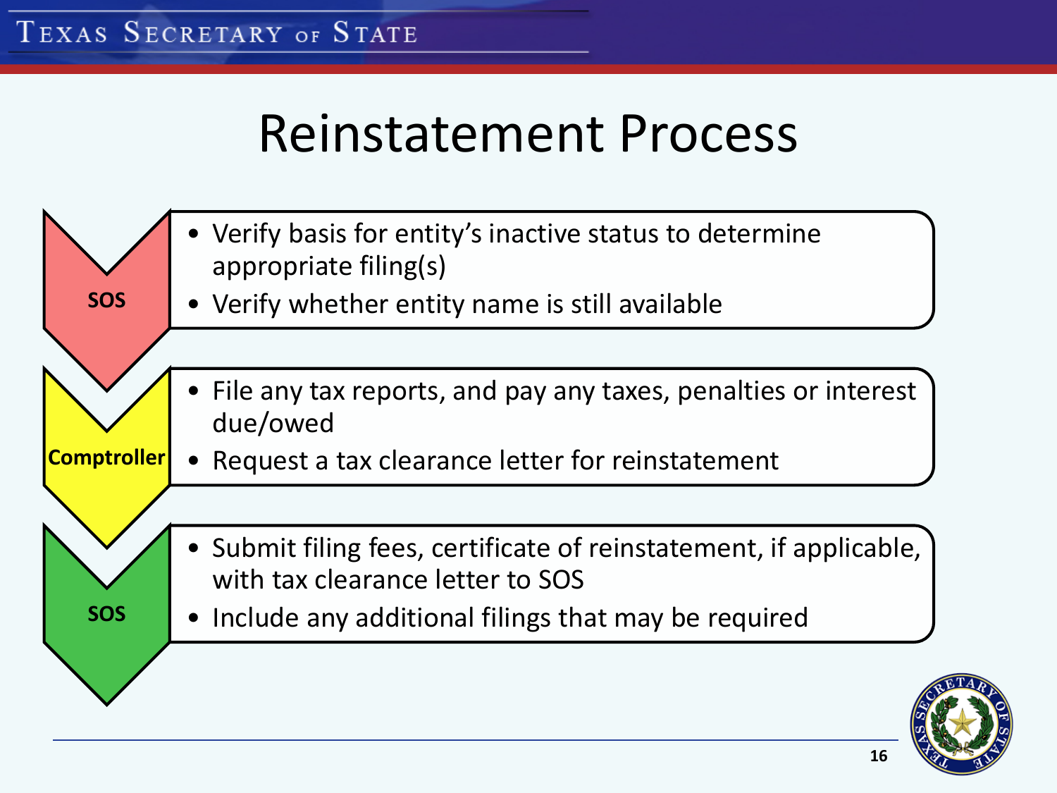# Reinstatement Process

**SOS**

- Verify basis for entity's inactive status to determine appropriate filing(s)
- Verify whether entity name is still available

**Comptroller**

- File any tax reports, and pay any taxes, penalties or interest due/owed
- Request a tax clearance letter for reinstatement

**SOS**

- Submit filing fees, certificate of reinstatement, if applicable, with tax clearance letter to SOS
- Include any additional filings that may be required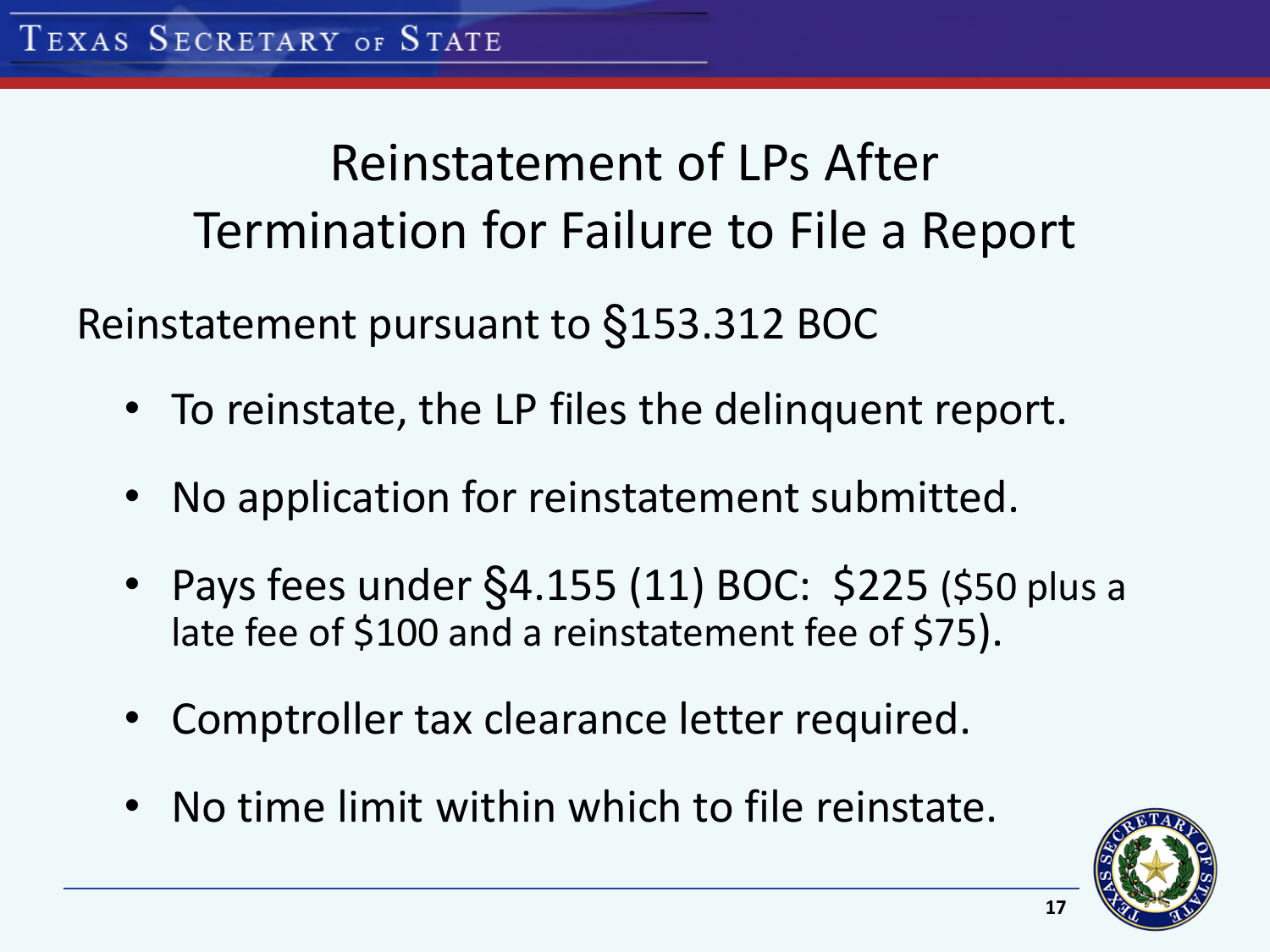# Reinstatement of LPs After Termination for Failure to File a Report

Reinstatement pursuant to §153.312 BOC

- To reinstate, the LP files the delinquent report.
- No application for reinstatement submitted.
- Pays fees under §4.155 (11) BOC: $225 ($50 plus a late fee of $100 and a reinstatement fee of $75).
- Comptroller tax clearance letter required.
- No time limit within which to file reinstate.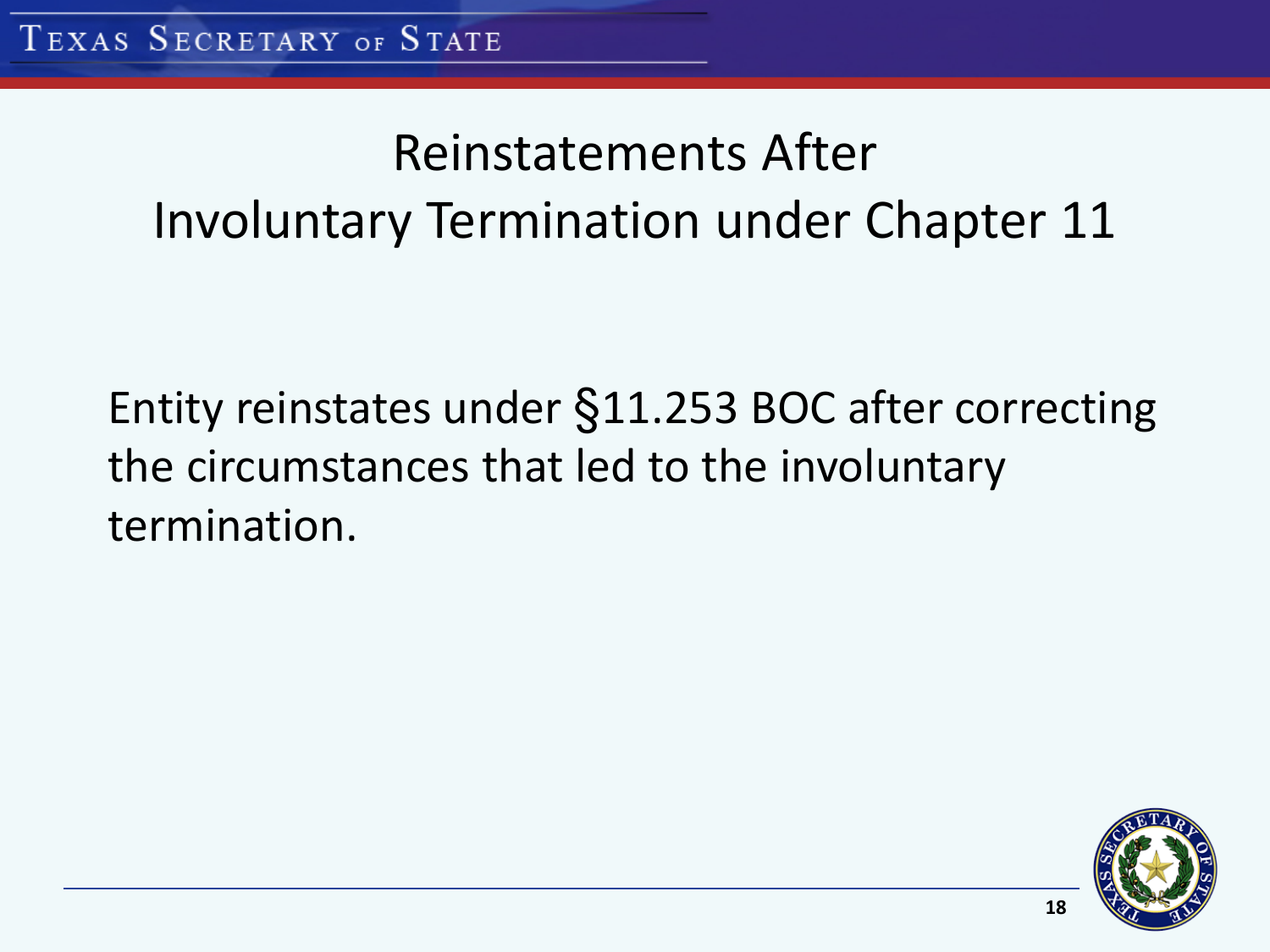# Reinstatements After Involuntary Termination under Chapter 11

Entity reinstates under §11.253 BOC after correcting the circumstances that led to the involuntary termination.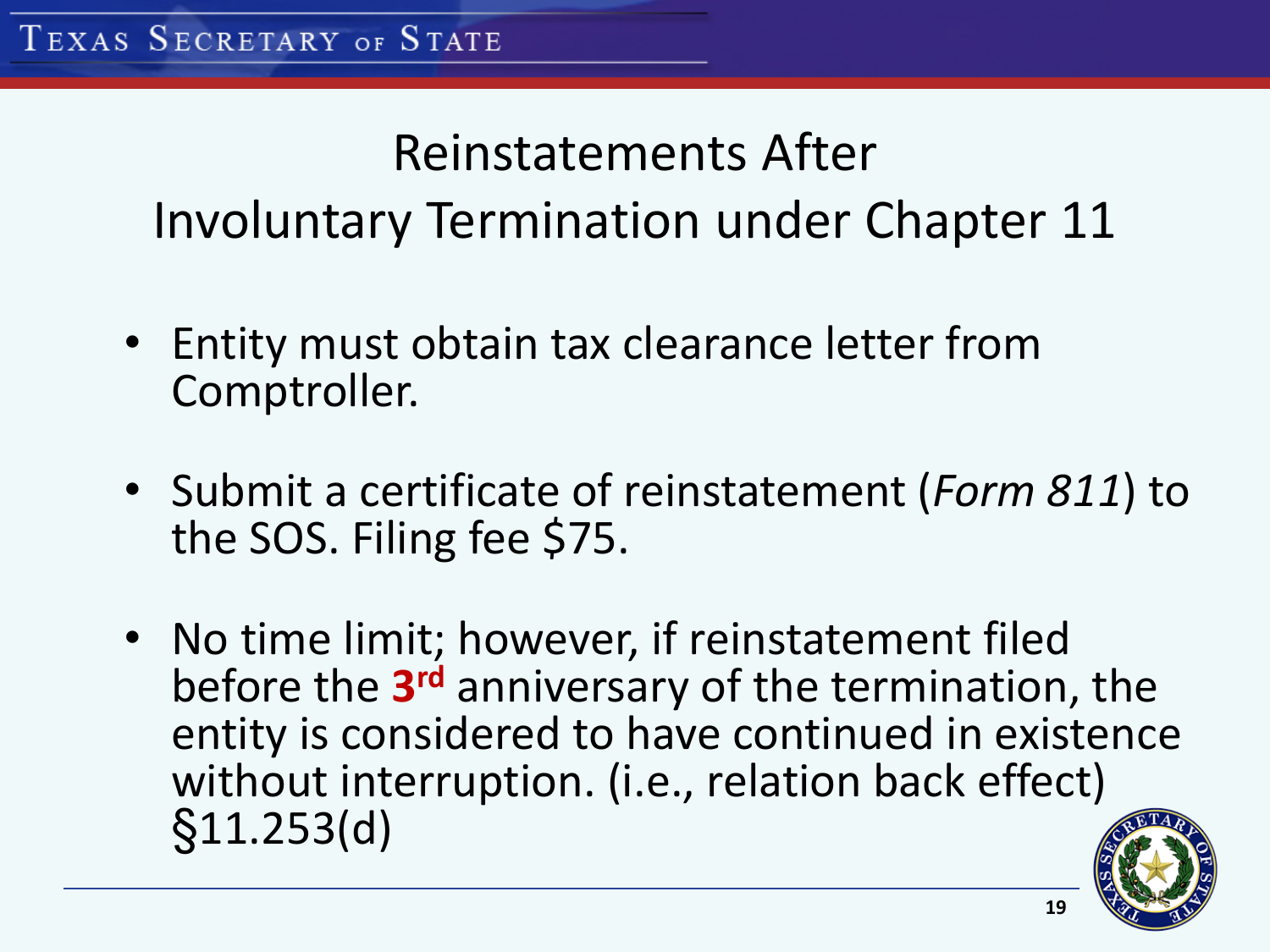# Reinstatements After Involuntary Termination under Chapter 11

- Entity must obtain tax clearance letter from Comptroller.
- Submit a certificate of reinstatement (*Form 811*) to the SOS. Filing fee $75.
- No time limit; however, if reinstatement filed before the **3rd** anniversary of the termination, the entity is considered to have continued in existence without interruption. (i.e., relation back effect) §11.253(d)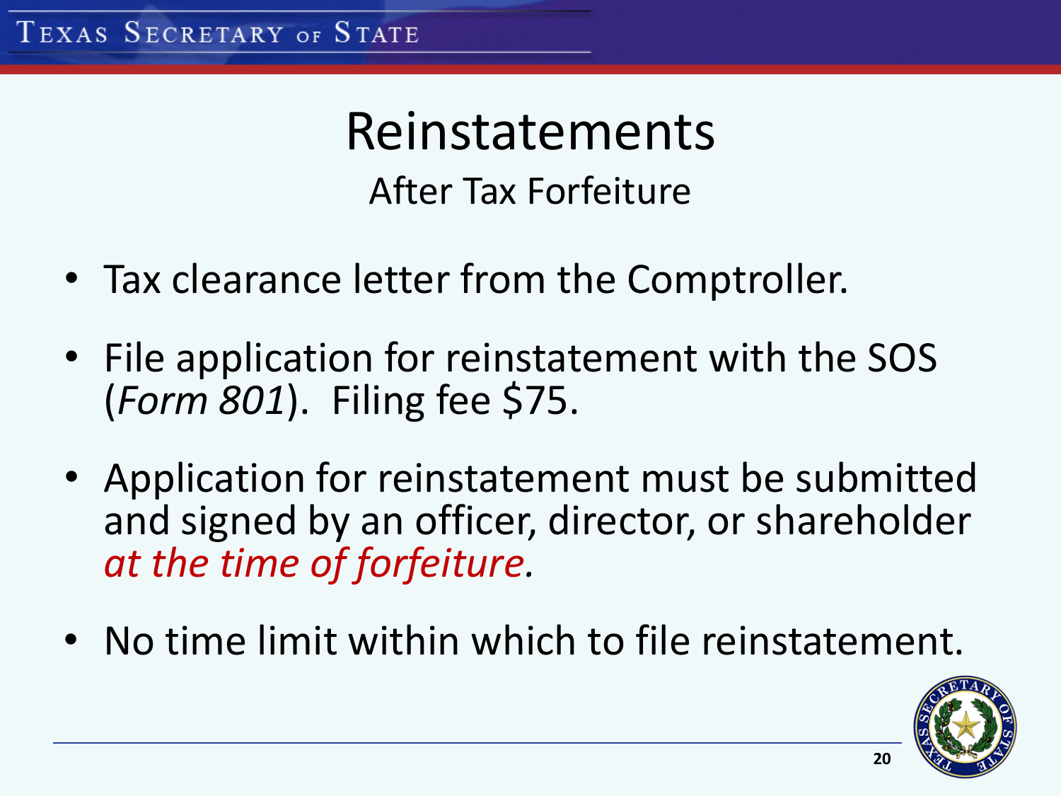# Reinstatements

## After Tax Forfeiture

- Tax clearance letter from the Comptroller.
- File application for reinstatement with the SOS (*Form 801*). Filing fee $75.
- Application for reinstatement must be submitted and signed by an officer, director, or shareholder *at the time of forfeiture.*
- No time limit within which to file reinstatement.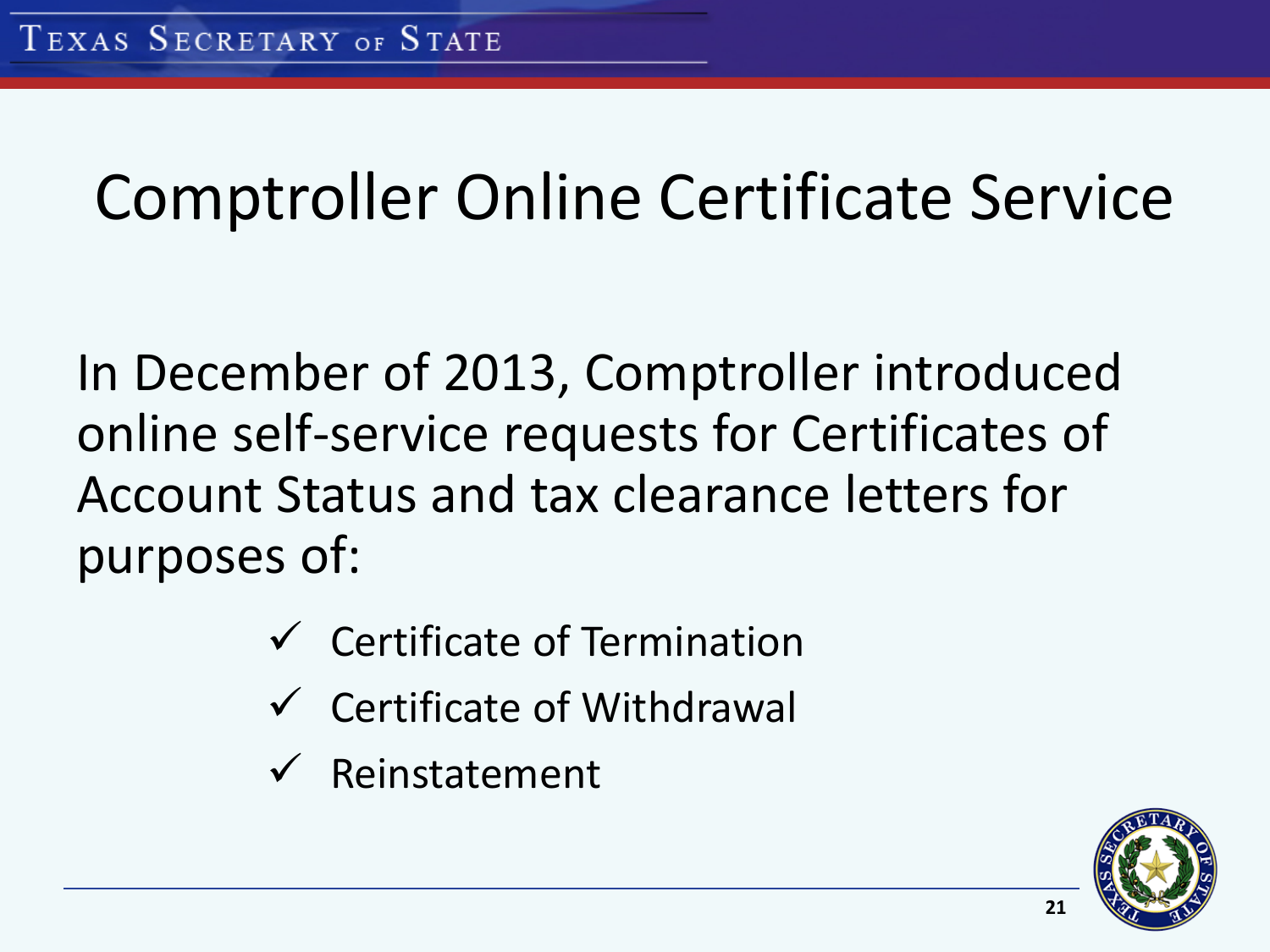# Comptroller Online Certificate Service

In December of 2013, Comptroller introduced online self-service requests for Certificates of Account Status and tax clearance letters for purposes of:

- ✓ Certificate of Termination
- ✓ Certificate of Withdrawal
- ✓ Reinstatement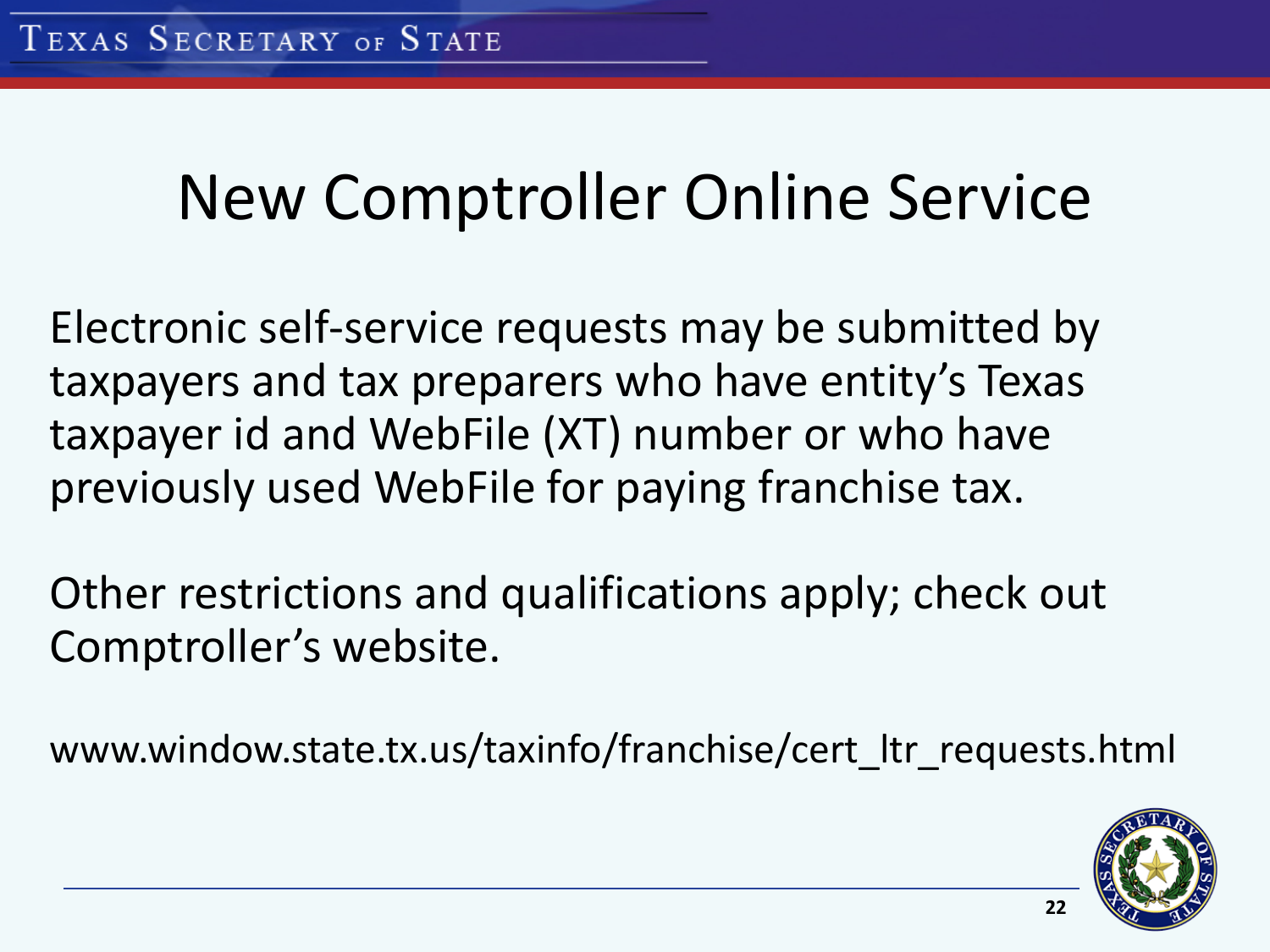# New Comptroller Online Service

Electronic self-service requests may be submitted by taxpayers and tax preparers who have entity's Texas taxpayer id and WebFile (XT) number or who have previously used WebFile for paying franchise tax.

Other restrictions and qualifications apply; check out Comptroller's website.

www.window.state.tx.us/taxinfo/franchise/cert_ltr_requests.html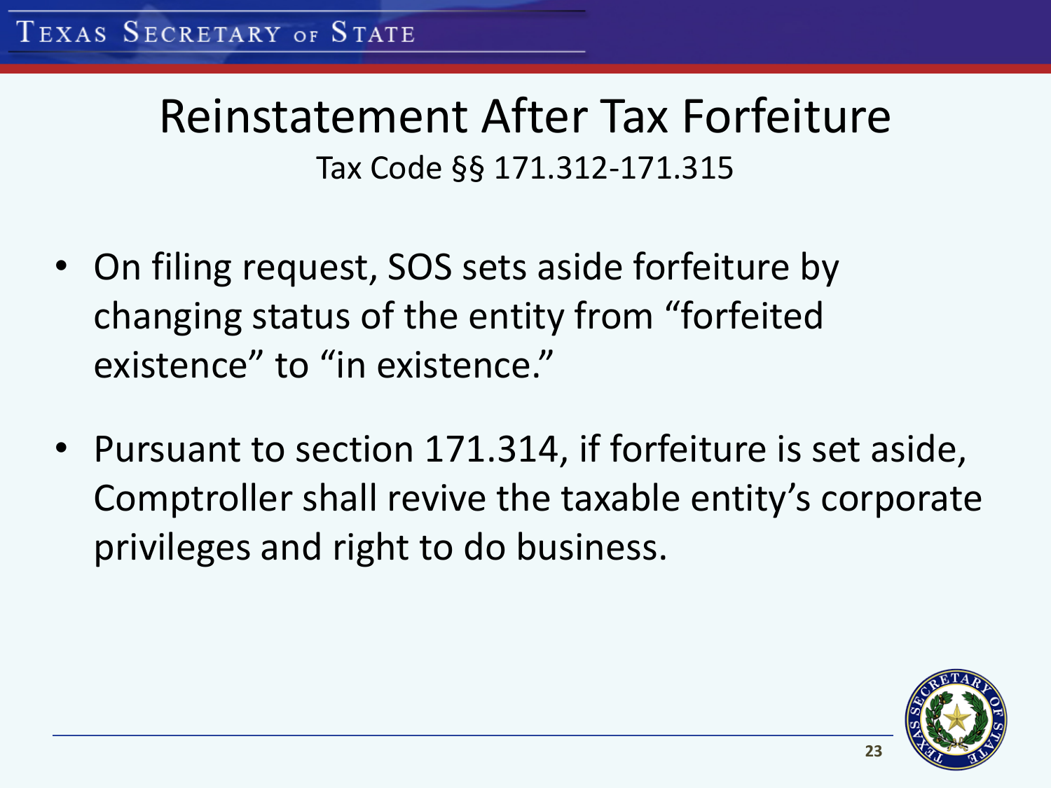# Reinstatement After Tax Forfeiture

Tax Code §§ 171.312-171.315

- On filing request, SOS sets aside forfeiture by changing status of the entity from "forfeited existence" to "in existence."
- Pursuant to section 171.314, if forfeiture is set aside, Comptroller shall revive the taxable entity's corporate privileges and right to do business.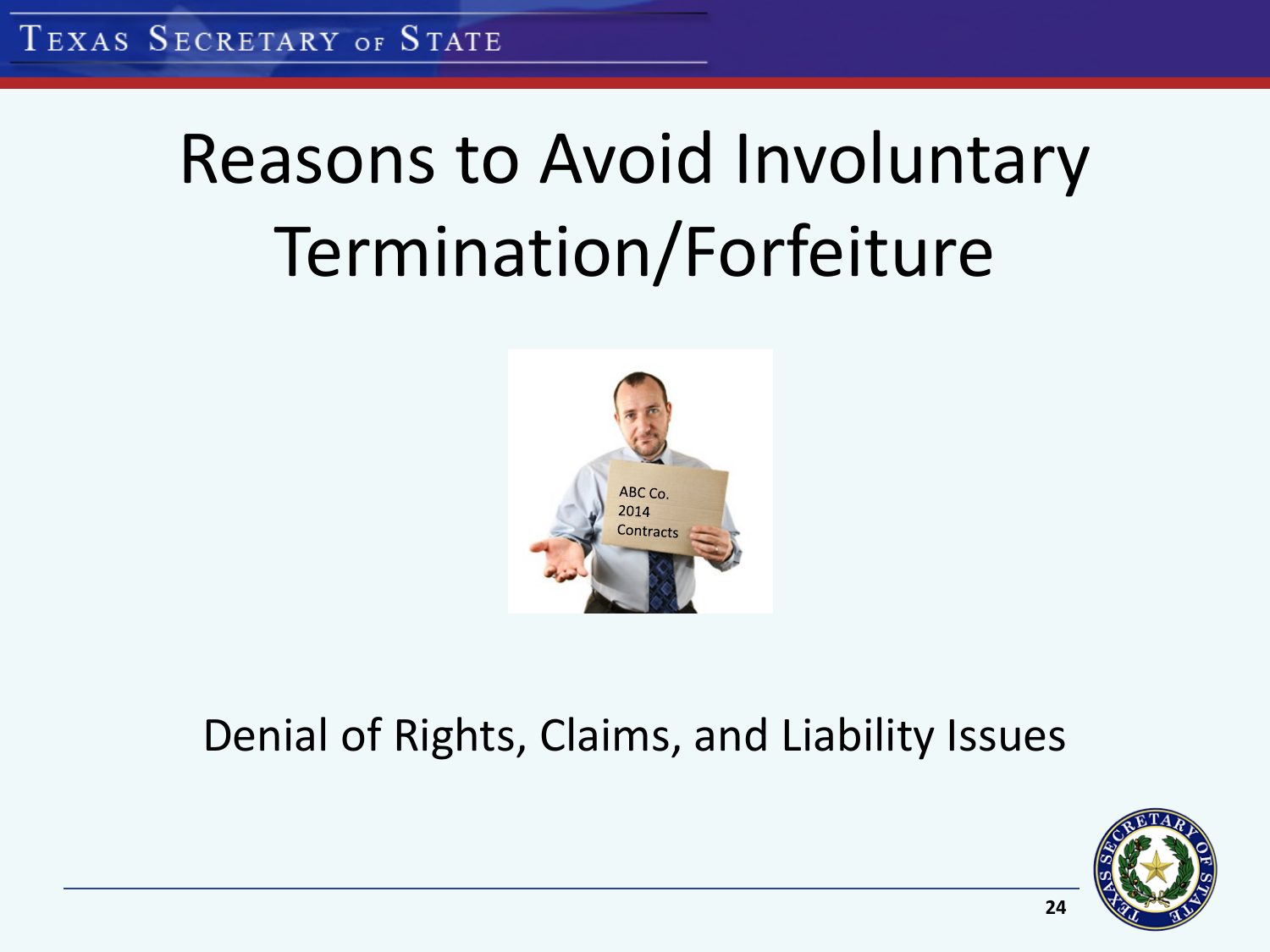# Reasons to Avoid Involuntary Termination/Forfeiture

Denial of Rights, Claims, and Liability Issues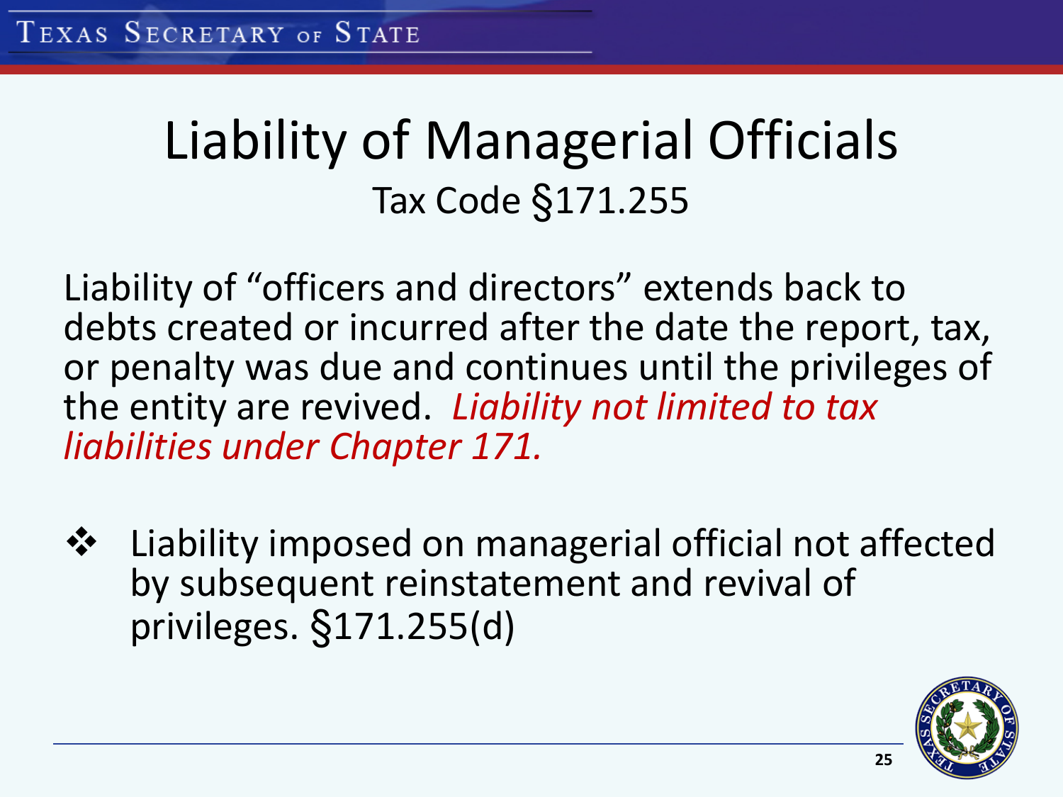# Liability of Managerial Officials

## Tax Code §171.255

Liability of “officers and directors” extends back to debts created or incurred after the date the report, tax, or penalty was due and continues until the privileges of the entity are revived. *Liability not limited to tax liabilities under Chapter 171.*

- Liability imposed on managerial official not affected by subsequent reinstatement and revival of privileges. §171.255(d)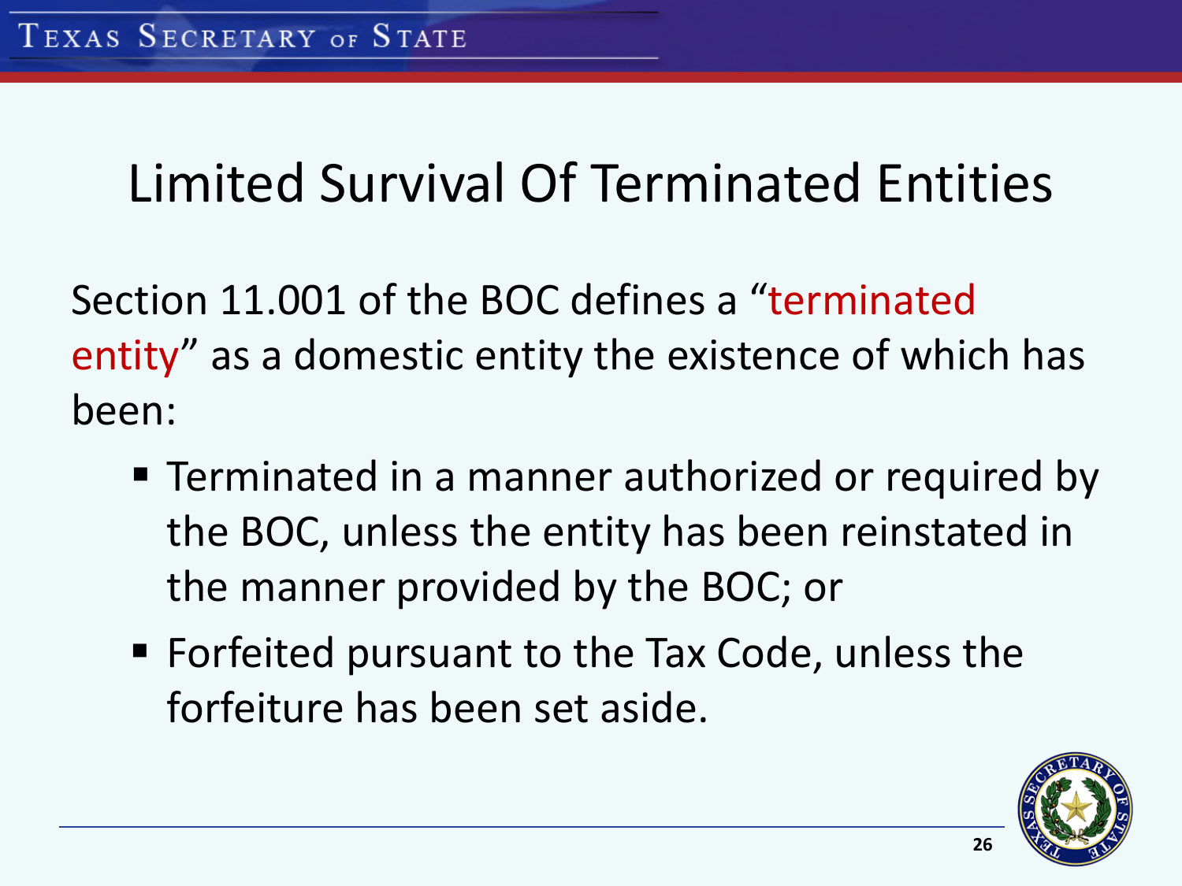# Limited Survival Of Terminated Entities

Section 11.001 of the BOC defines a "terminated entity" as a domestic entity the existence of which has been:

- Terminated in a manner authorized or required by the BOC, unless the entity has been reinstated in the manner provided by the BOC; or
- Forfeited pursuant to the Tax Code, unless the forfeiture has been set aside.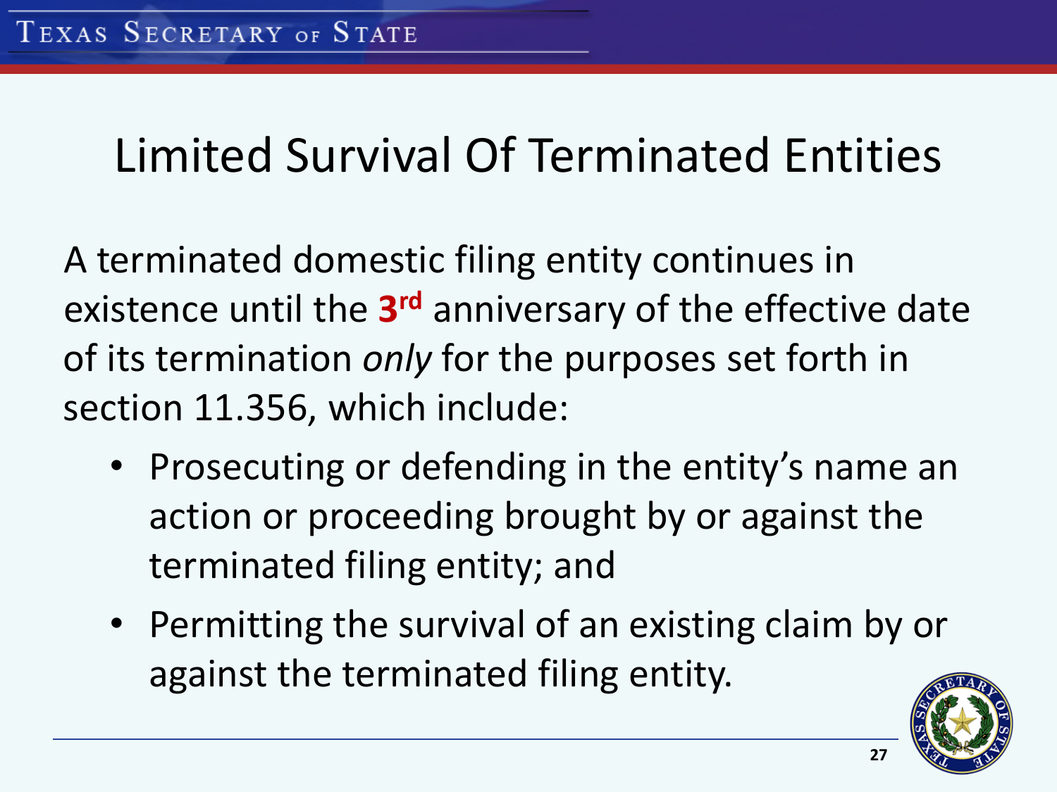# Limited Survival Of Terminated Entities

A terminated domestic filing entity continues in existence until the **3rd** anniversary of the effective date of its termination *only* for the purposes set forth in section 11.356, which include:

- Prosecuting or defending in the entity's name an action or proceeding brought by or against the terminated filing entity; and
- Permitting the survival of an existing claim by or against the terminated filing entity.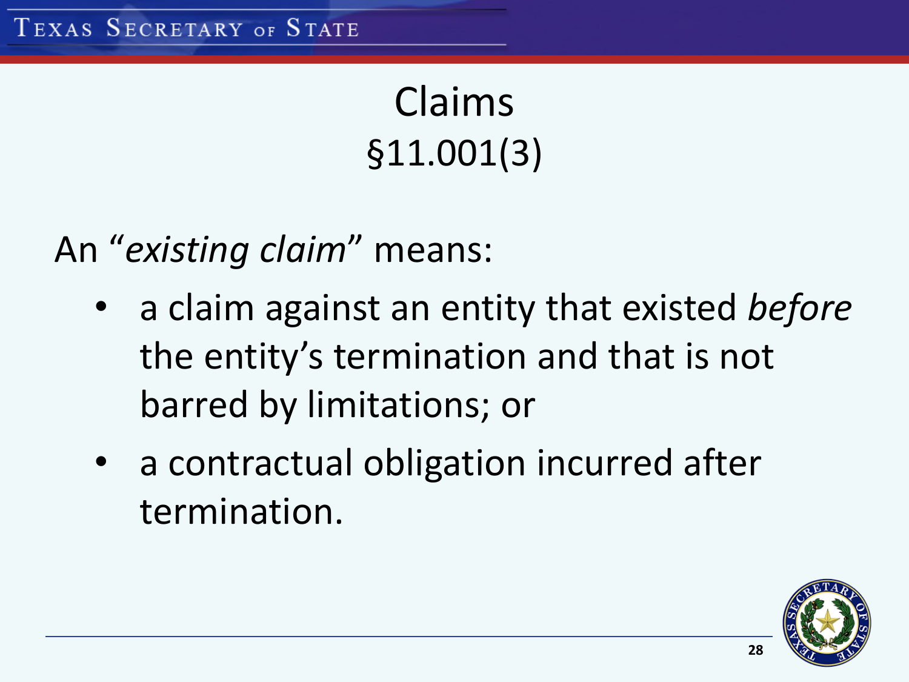# Claims
## §11.001(3)

An "*existing claim*" means:

- a claim against an entity that existed *before* the entity's termination and that is not barred by limitations; or
- a contractual obligation incurred after termination.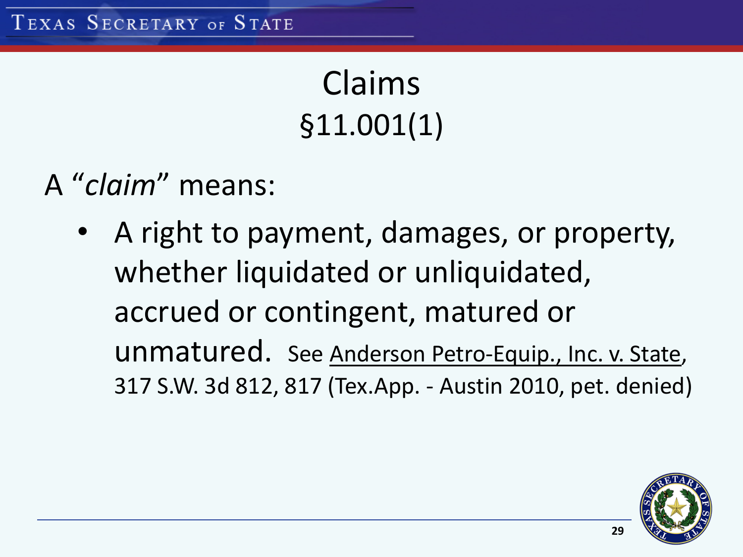# Claims
## §11.001(1)

A "*claim*" means:

- A right to payment, damages, or property, whether liquidated or unliquidated, accrued or contingent, matured or unmatured. See Anderson Petro-Equip., Inc. v. State, 317 S.W. 3d 812, 817 (Tex.App. - Austin 2010, pet. denied)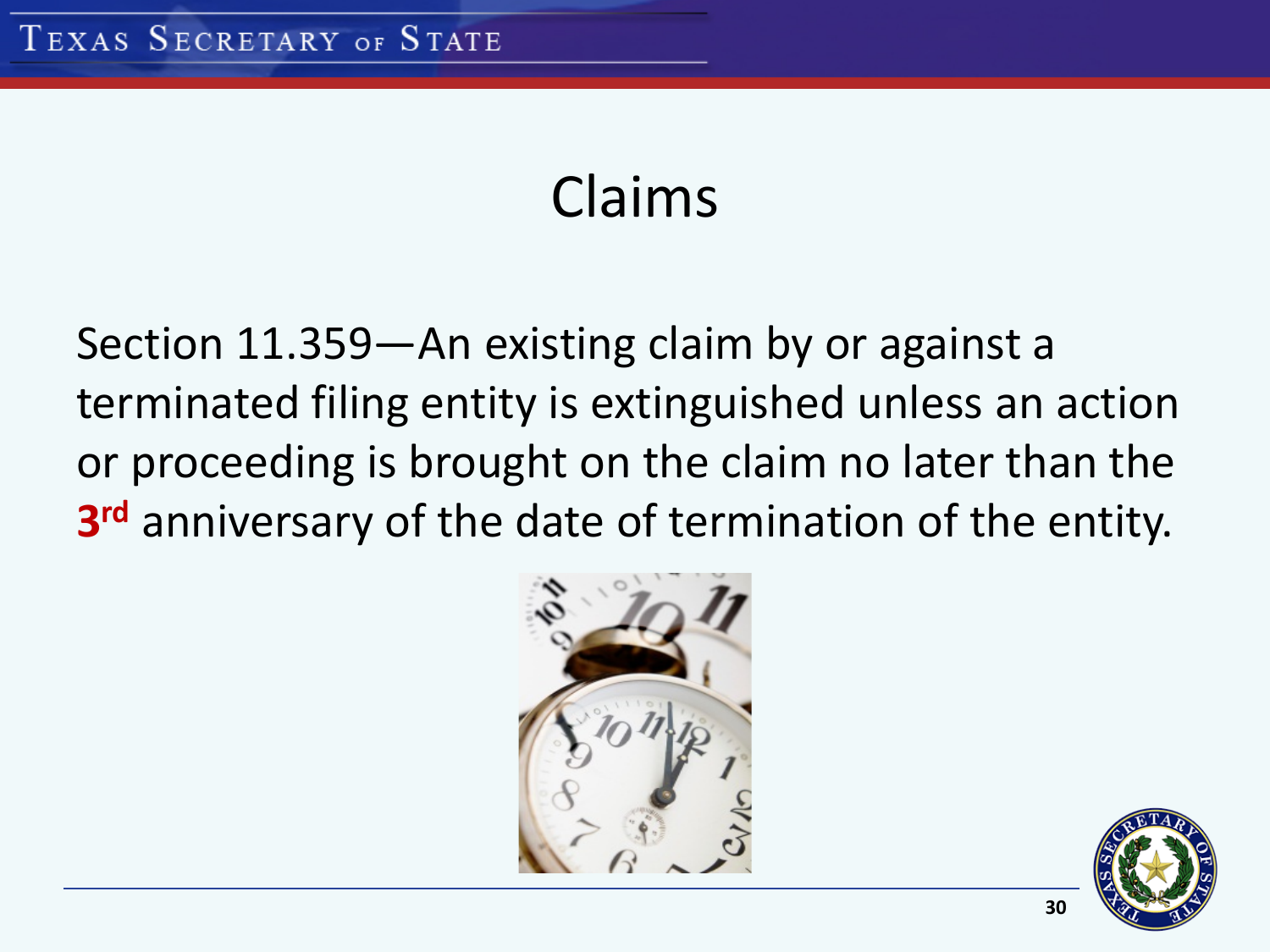# Claims

Section 11.359—An existing claim by or against a terminated filing entity is extinguished unless an action or proceeding is brought on the claim no later than the **3rd** anniversary of the date of termination of the entity.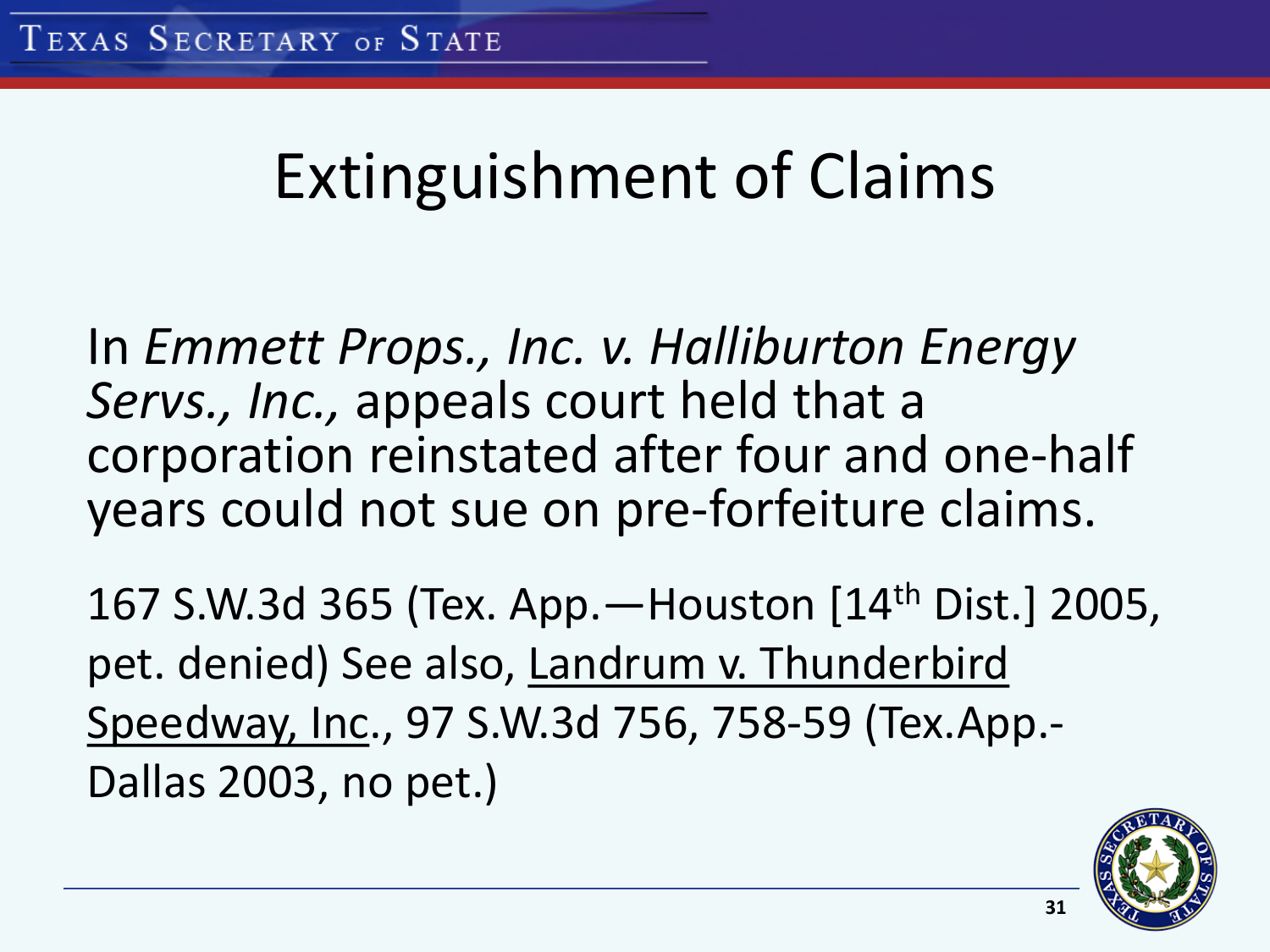# Extinguishment of Claims

In *Emmett Props., Inc. v. Halliburton Energy Servs., Inc.,* appeals court held that a corporation reinstated after four and one-half years could not sue on pre-forfeiture claims.

167 S.W.3d 365 (Tex. App.—Houston [14th Dist.] 2005, pet. denied) See also, Landrum v. Thunderbird Speedway, Inc., 97 S.W.3d 756, 758-59 (Tex.App.-Dallas 2003, no pet.)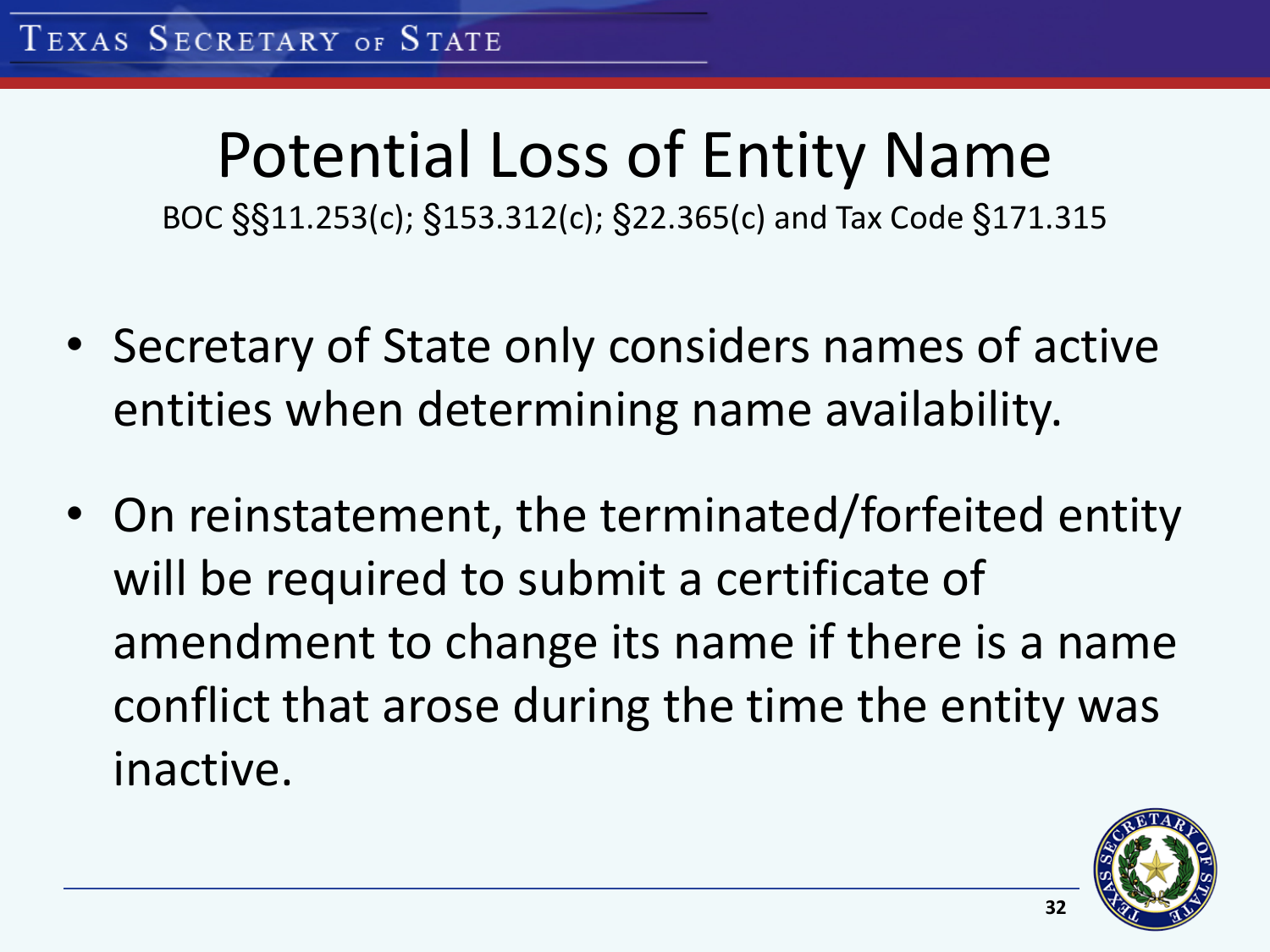# Potential Loss of Entity Name

BOC §§11.253(c); §153.312(c); §22.365(c) and Tax Code §171.315

- Secretary of State only considers names of active entities when determining name availability.
- On reinstatement, the terminated/forfeited entity will be required to submit a certificate of amendment to change its name if there is a name conflict that arose during the time the entity was inactive.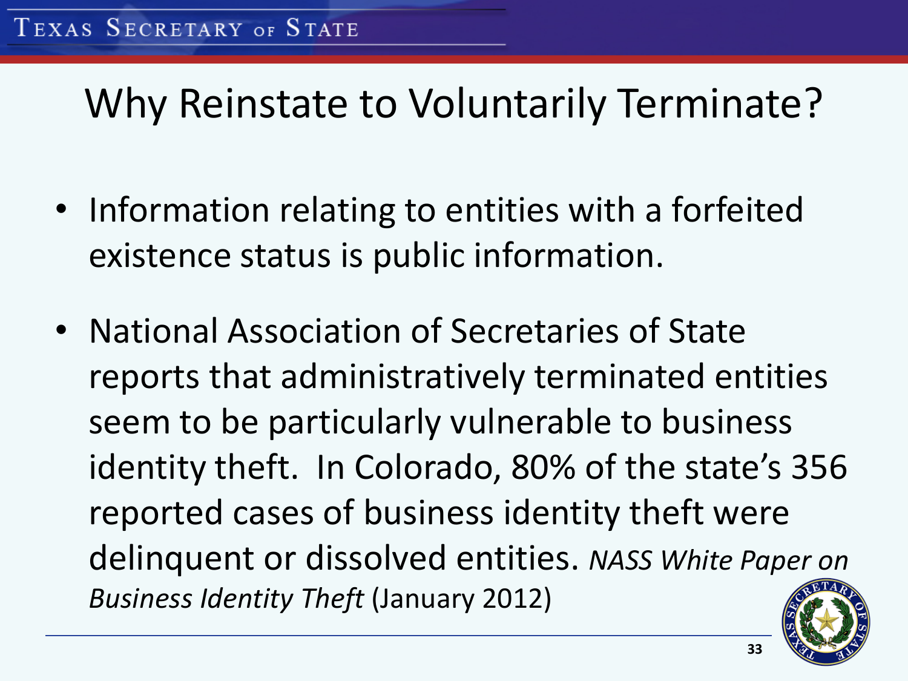# Why Reinstate to Voluntarily Terminate?

- Information relating to entities with a forfeited existence status is public information.
- National Association of Secretaries of State reports that administratively terminated entities seem to be particularly vulnerable to business identity theft. In Colorado, 80% of the state's 356 reported cases of business identity theft were delinquent or dissolved entities. *NASS White Paper on Business Identity Theft* (January 2012)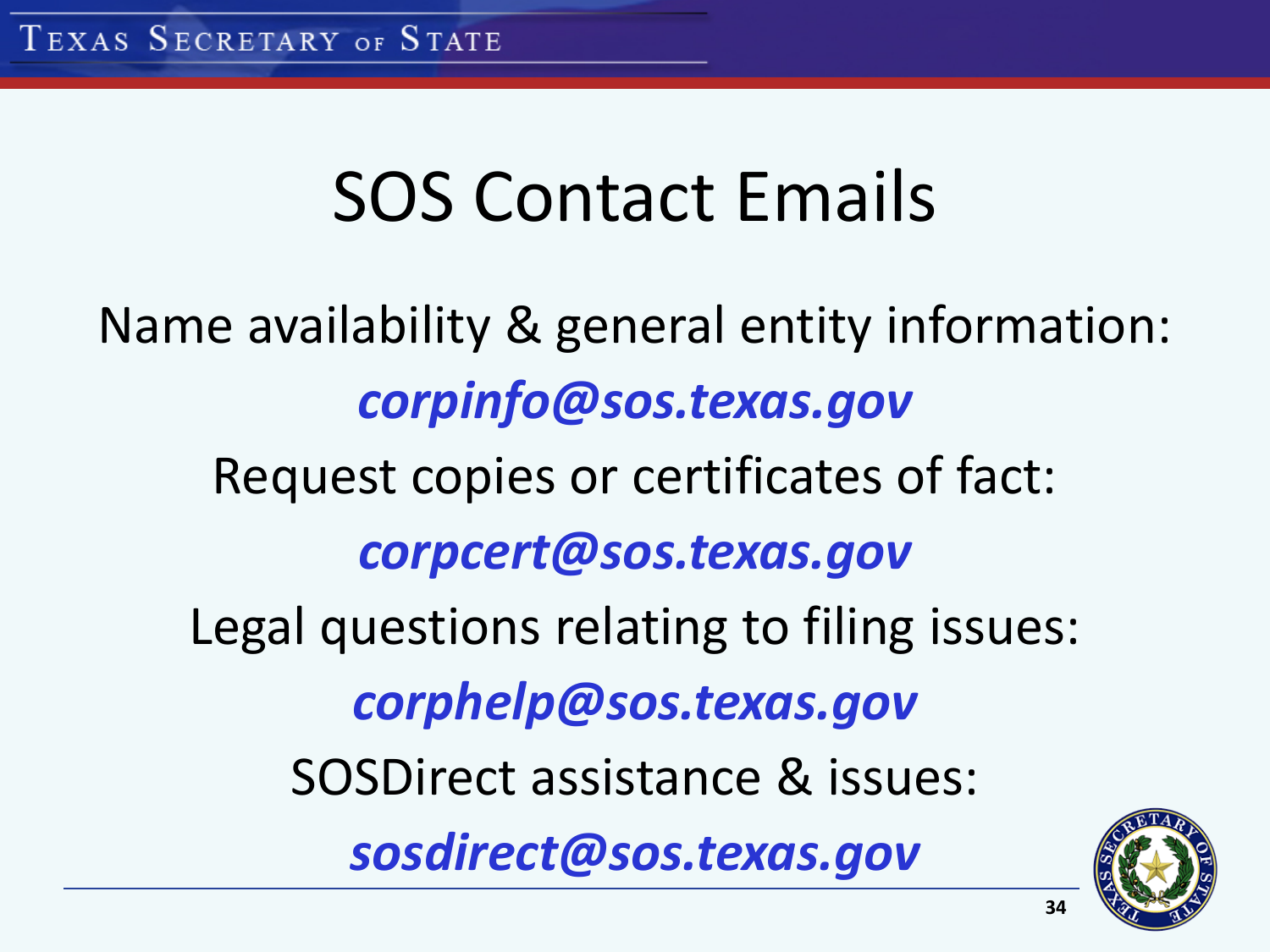# SOS Contact Emails

Name availability & general entity information:

***corpinfo@sos.texas.gov***

Request copies or certificates of fact:

***corpcert@sos.texas.gov***

Legal questions relating to filing issues:

***corphelp@sos.texas.gov***

SOSDirect assistance & issues:

***sosdirect@sos.texas.gov***